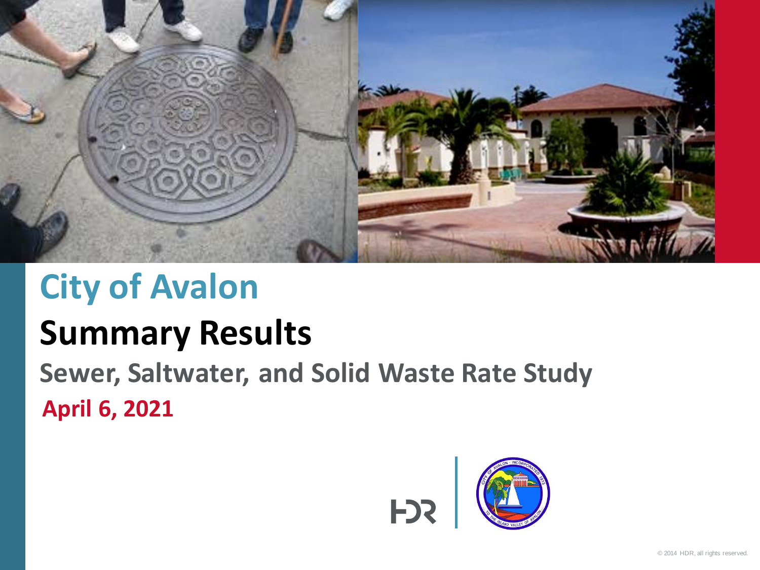# City of Avalon

## Summary Results

### Sewer, Saltwater, and Solid Waste Rate Study

**April 6, 2021**

© 2014 HDR, all rights reserved.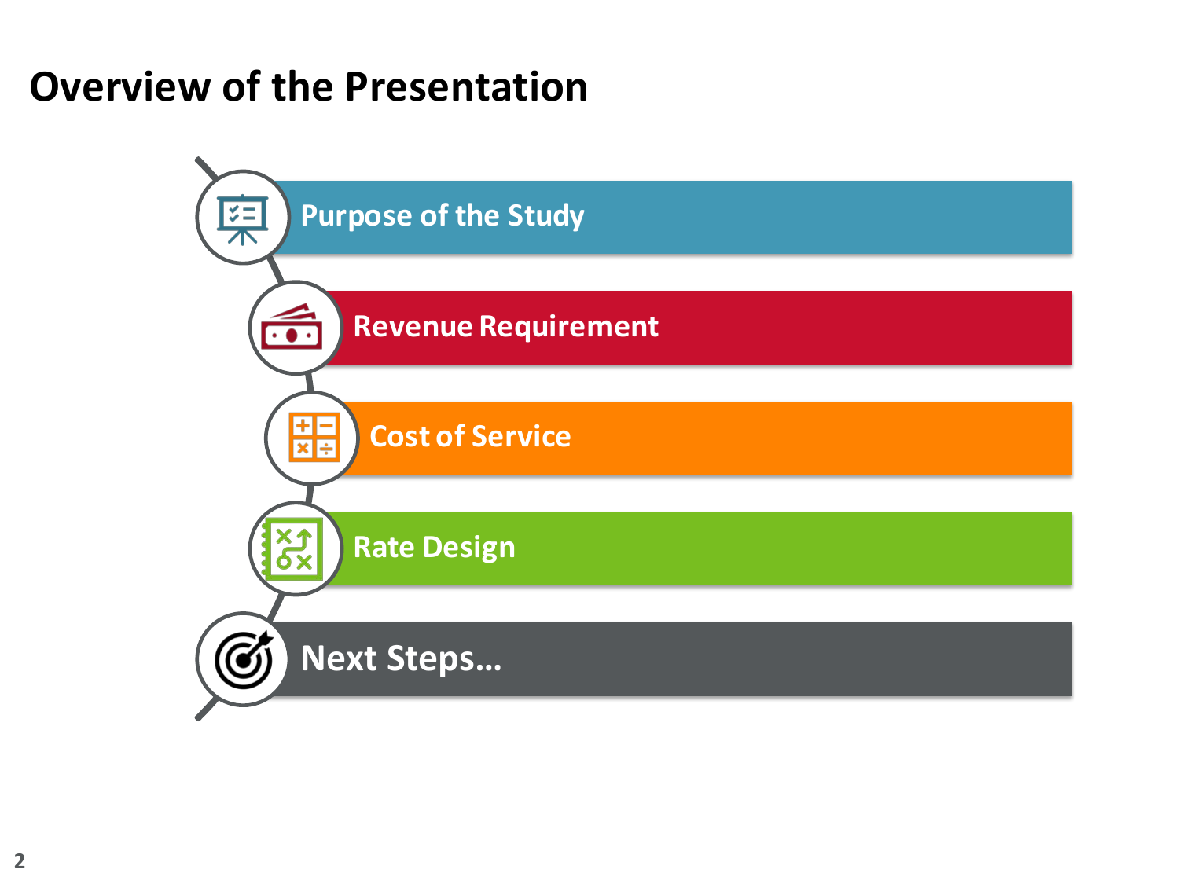# Overview of the Presentation

- Purpose of the Study
- Revenue Requirement
- Cost of Service
- Rate Design
- Next Steps…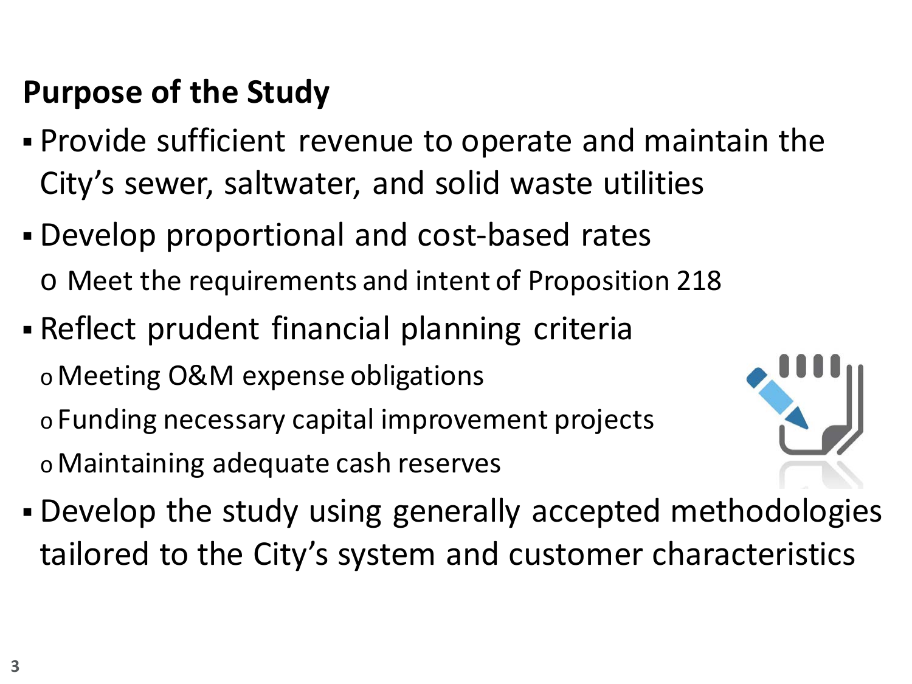## Purpose of the Study

- Provide sufficient revenue to operate and maintain the City's sewer, saltwater, and solid waste utilities
- Develop proportional and cost-based rates
  - Meet the requirements and intent of Proposition 218
- Reflect prudent financial planning criteria
  - Meeting O&M expense obligations
  - Funding necessary capital improvement projects
  - Maintaining adequate cash reserves
- Develop the study using generally accepted methodologies tailored to the City's system and customer characteristics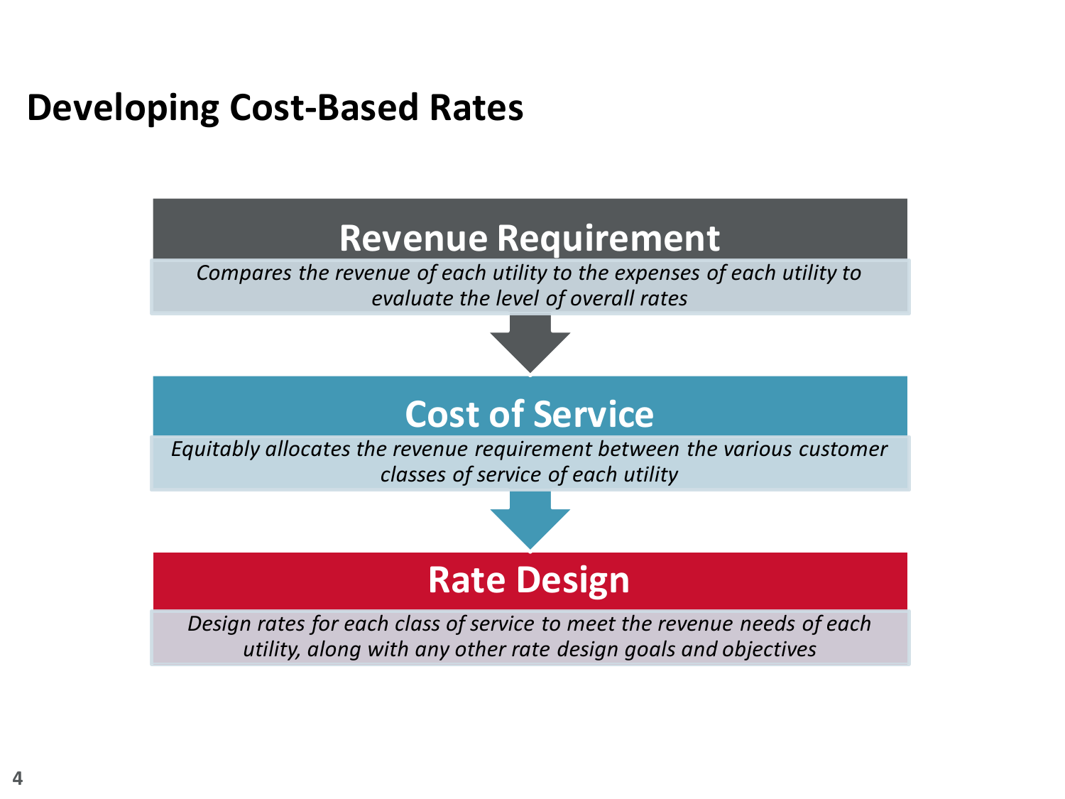# Developing Cost-Based Rates

## Revenue Requirement

*Compares the revenue of each utility to the expenses of each utility to evaluate the level of overall rates*

## Cost of Service

*Equitably allocates the revenue requirement between the various customer classes of service of each utility*

## Rate Design

*Design rates for each class of service to meet the revenue needs of each utility, along with any other rate design goals and objectives*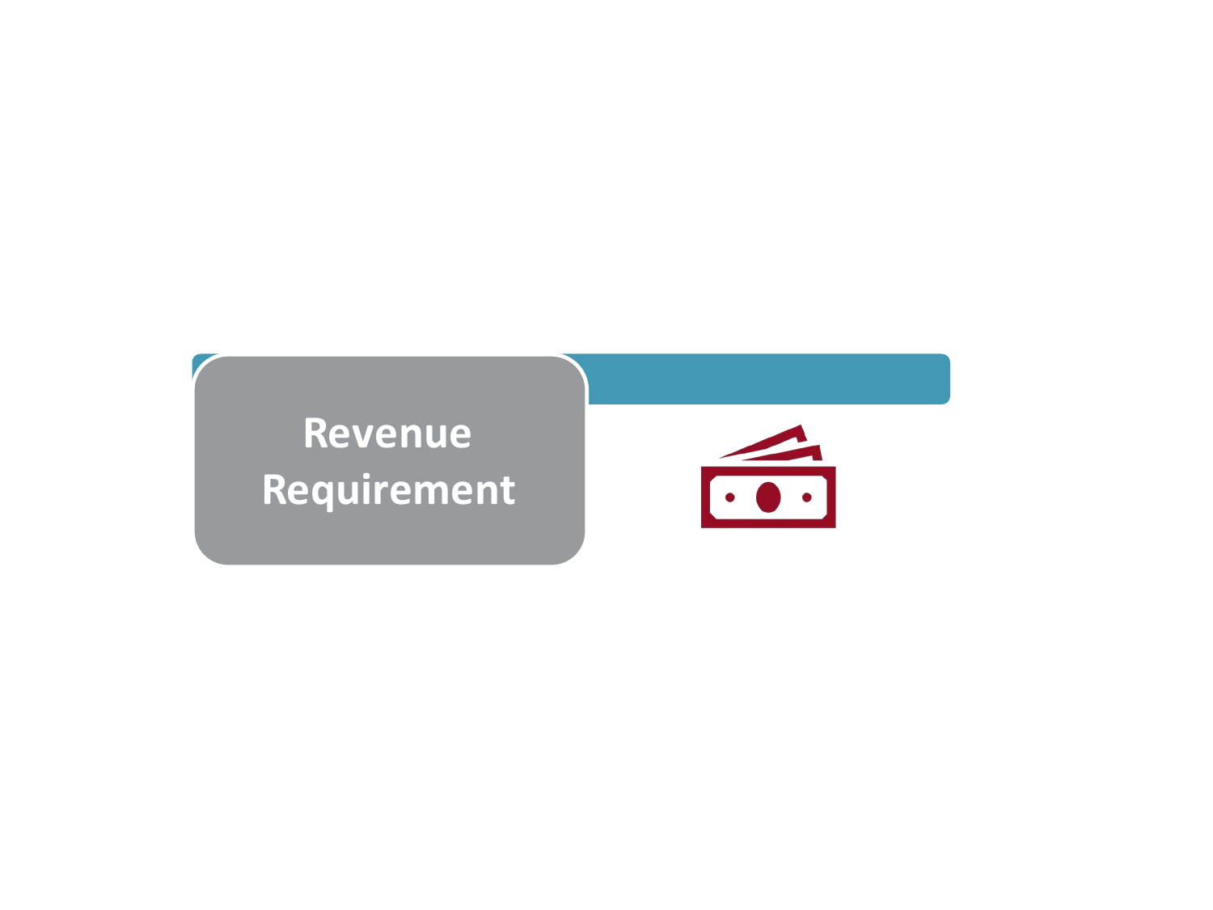# Revenue Requirement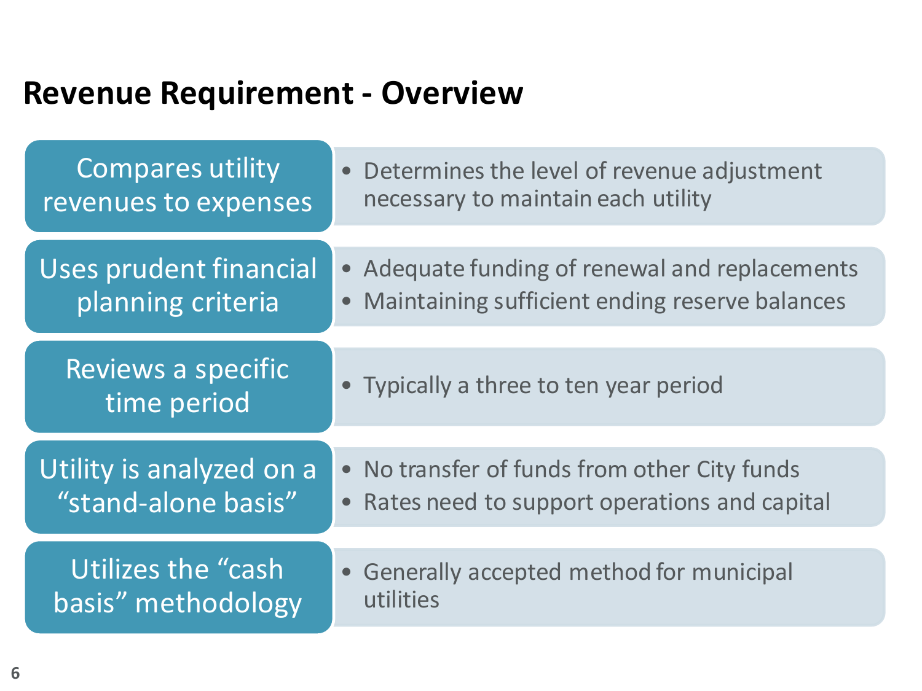# Revenue Requirement - Overview

| | |
|---|---|
| Compares utility revenues to expenses | • Determines the level of revenue adjustment necessary to maintain each utility |
| Uses prudent financial planning criteria | • Adequate funding of renewal and replacements<br>• Maintaining sufficient ending reserve balances |
| Reviews a specific time period | • Typically a three to ten year period |
| Utility is analyzed on a "stand-alone basis" | • No transfer of funds from other City funds<br>• Rates need to support operations and capital |
| Utilizes the "cash basis" methodology | • Generally accepted method for municipal utilities |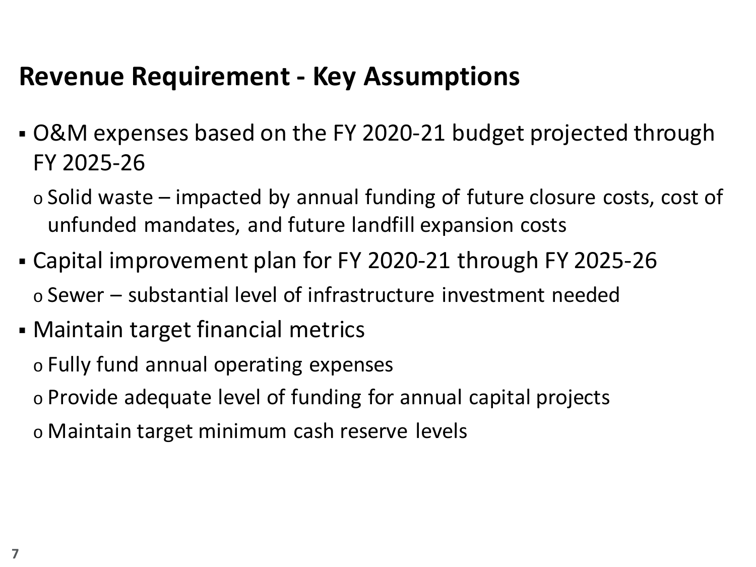# Revenue Requirement - Key Assumptions

- O&M expenses based on the FY 2020-21 budget projected through FY 2025-26
  - Solid waste – impacted by annual funding of future closure costs, cost of unfunded mandates, and future landfill expansion costs
- Capital improvement plan for FY 2020-21 through FY 2025-26
  - Sewer – substantial level of infrastructure investment needed
- Maintain target financial metrics
  - Fully fund annual operating expenses
  - Provide adequate level of funding for annual capital projects
  - Maintain target minimum cash reserve levels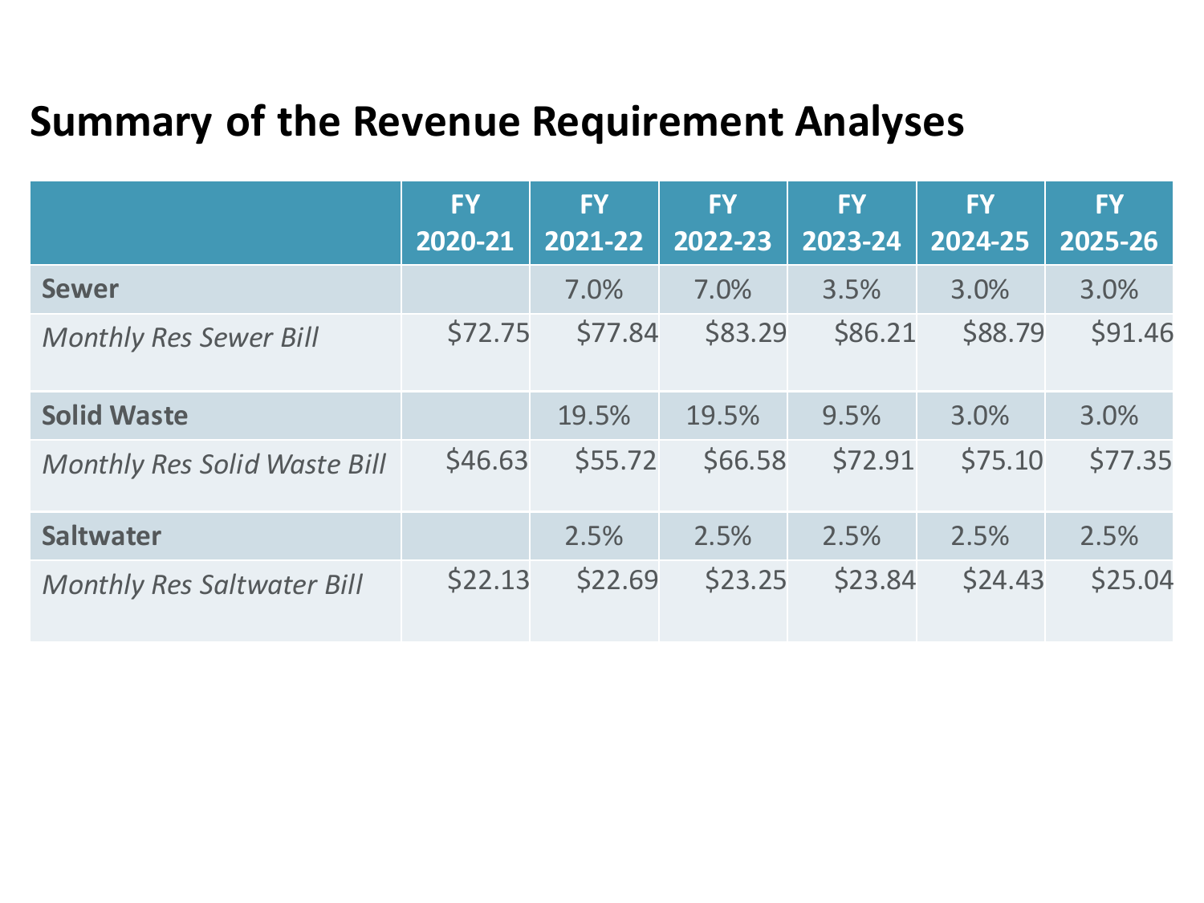# Summary of the Revenue Requirement Analyses

| | FY 2020-21 | FY 2021-22 | FY 2022-23 | FY 2023-24 | FY 2024-25 | FY 2025-26 |
|---|---|---|---|---|---|---|
| **Sewer** | | 7.0% | 7.0% | 3.5% | 3.0% | 3.0% |
| *Monthly Res Sewer Bill* | $72.75 | $77.84 | $83.29 | $86.21 | $88.79 | $91.46 |
| **Solid Waste** | | 19.5% | 19.5% | 9.5% | 3.0% | 3.0% |
| *Monthly Res Solid Waste Bill* | $46.63 | $55.72 | $66.58 | $72.91 | $75.10 | $77.35 |
| **Saltwater** | | 2.5% | 2.5% | 2.5% | 2.5% | 2.5% |
| *Monthly Res Saltwater Bill* | $22.13 | $22.69 | $23.25 | $23.84 | $24.43 | $25.04 |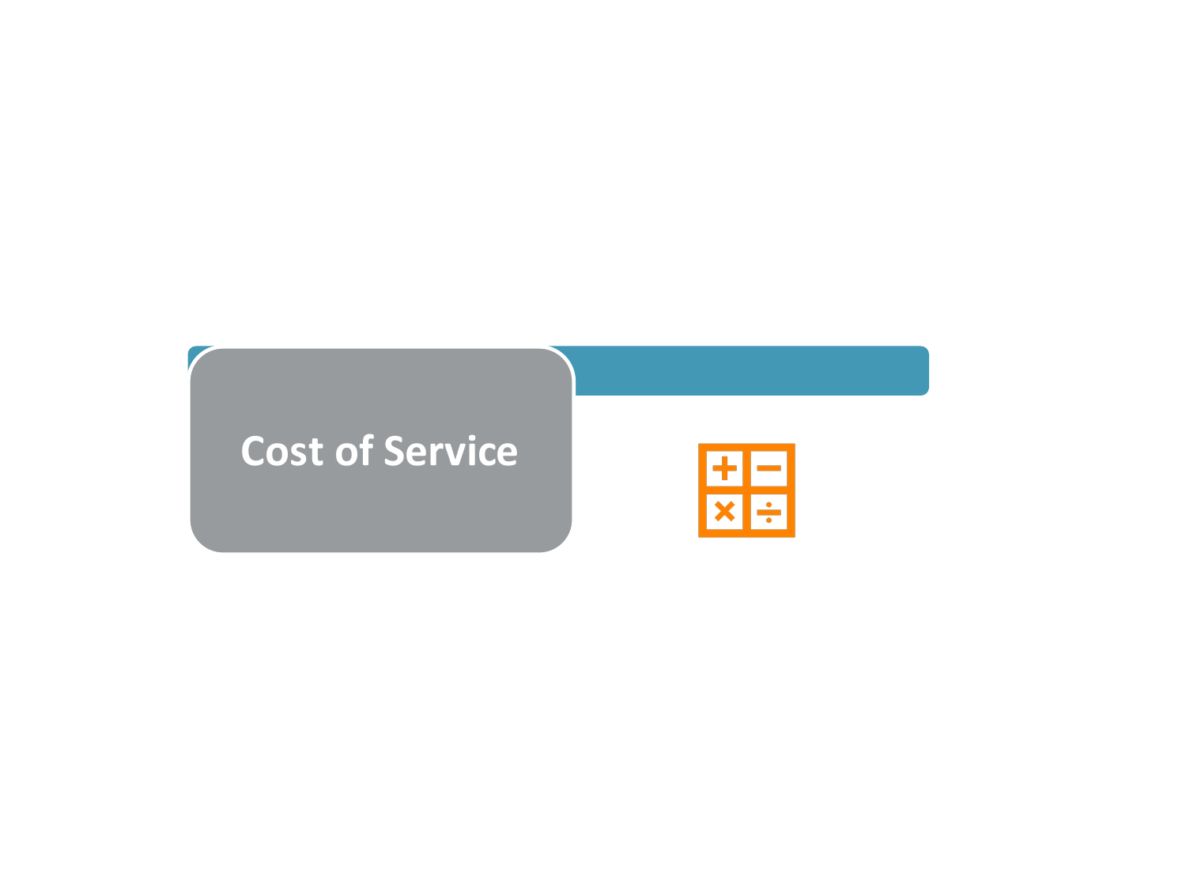# Cost of Service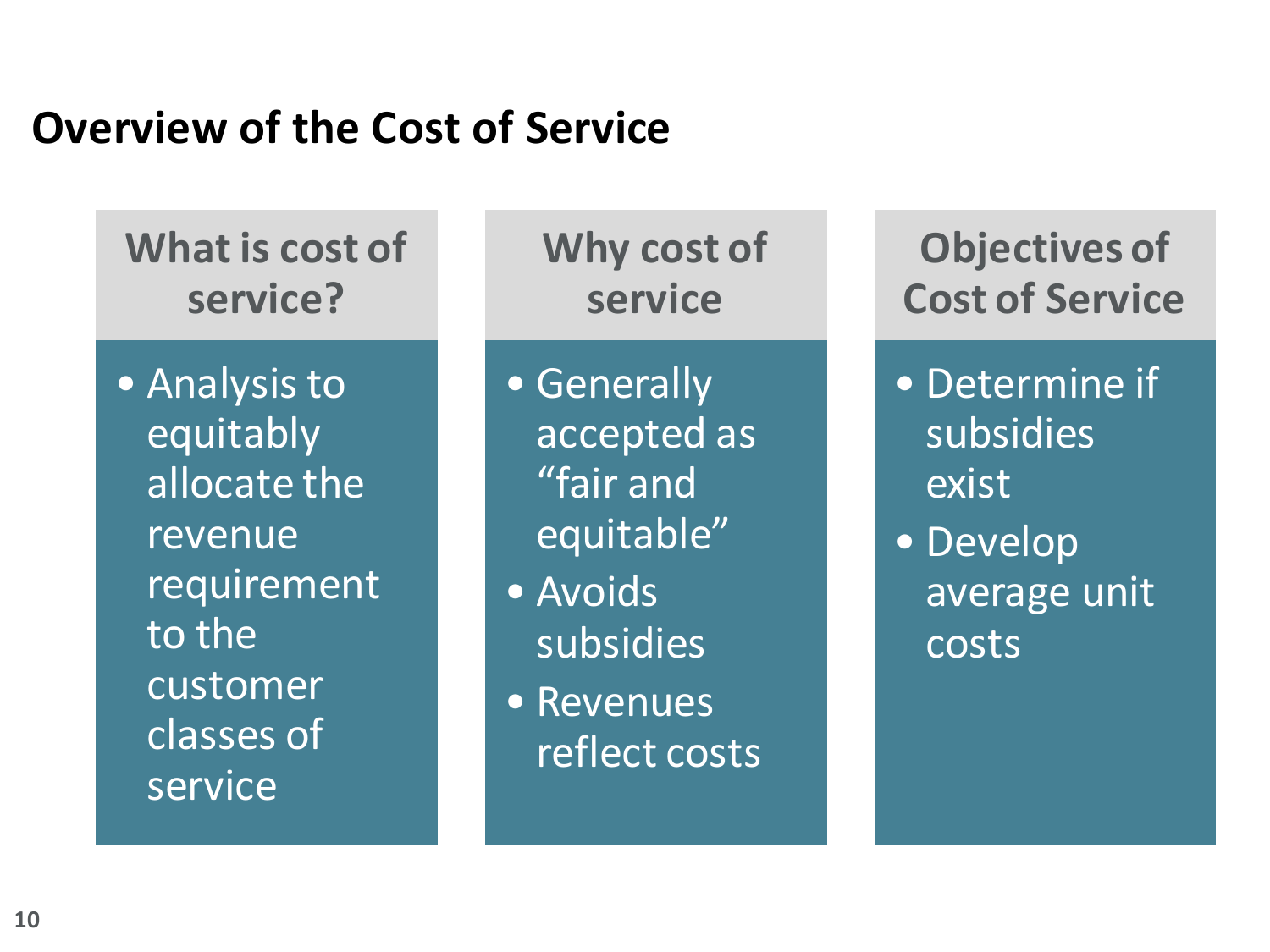## Overview of the Cost of Service

### What is cost of service?

- Analysis to equitably allocate the revenue requirement to the customer classes of service

### Why cost of service

- Generally accepted as “fair and equitable”
- Avoids subsidies
- Revenues reflect costs

### Objectives of Cost of Service

- Determine if subsidies exist
- Develop average unit costs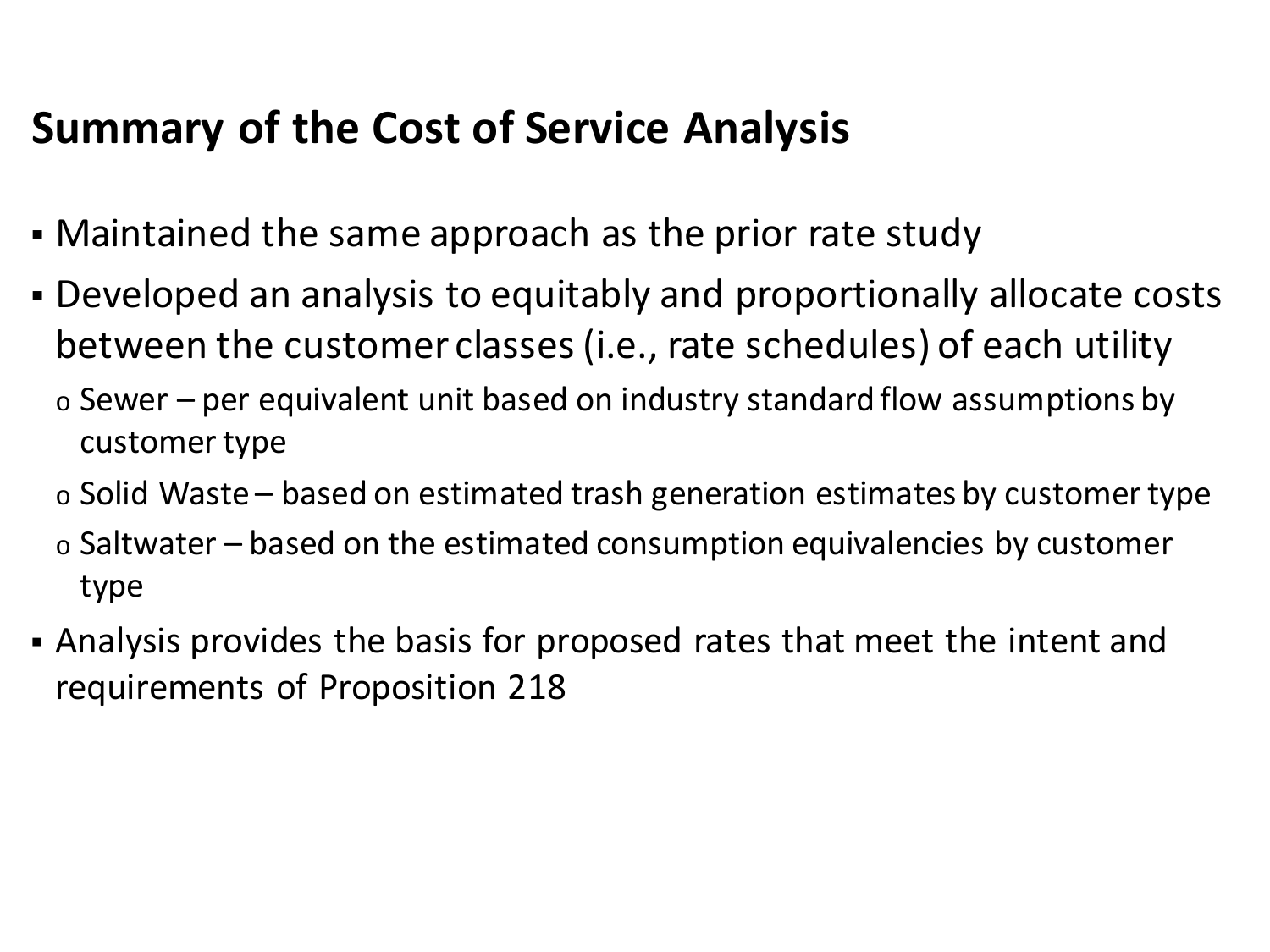## Summary of the Cost of Service Analysis

- Maintained the same approach as the prior rate study
- Developed an analysis to equitably and proportionally allocate costs between the customer classes (i.e., rate schedules) of each utility
  - Sewer – per equivalent unit based on industry standard flow assumptions by customer type
  - Solid Waste – based on estimated trash generation estimates by customer type
  - Saltwater – based on the estimated consumption equivalencies by customer type
- Analysis provides the basis for proposed rates that meet the intent and requirements of Proposition 218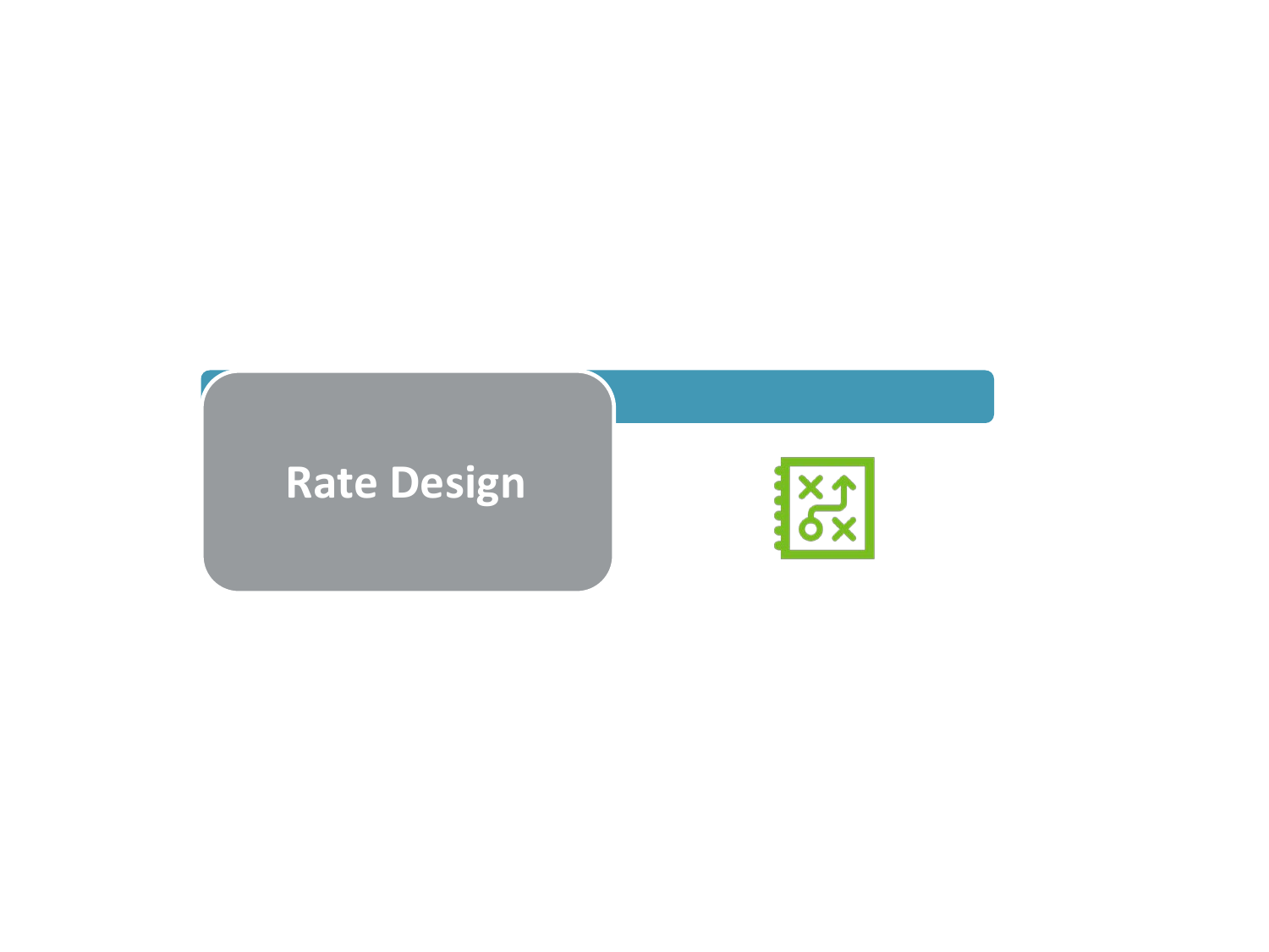# Rate Design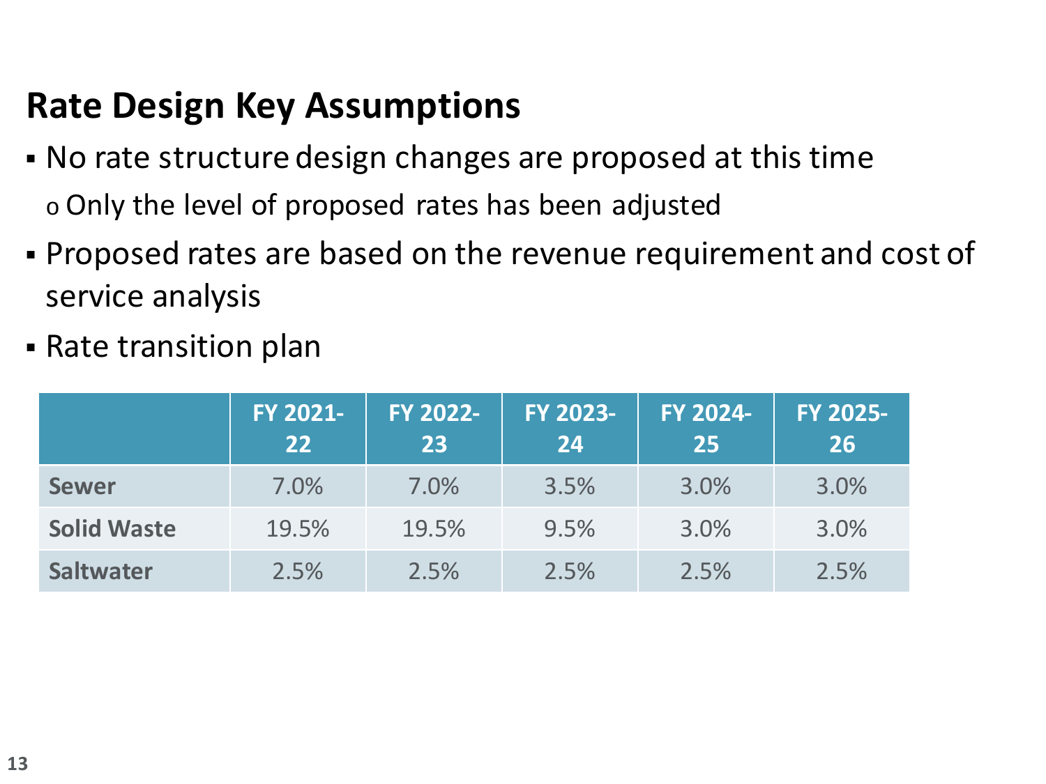## Rate Design Key Assumptions

- No rate structure design changes are proposed at this time
  - Only the level of proposed rates has been adjusted
- Proposed rates are based on the revenue requirement and cost of service analysis
- Rate transition plan

| | FY 2021-22 | FY 2022-23 | FY 2023-24 | FY 2024-25 | FY 2025-26 |
|---|---|---|---|---|---|
| **Sewer** | 7.0% | 7.0% | 3.5% | 3.0% | 3.0% |
| **Solid Waste** | 19.5% | 19.5% | 9.5% | 3.0% | 3.0% |
| **Saltwater** | 2.5% | 2.5% | 2.5% | 2.5% | 2.5% |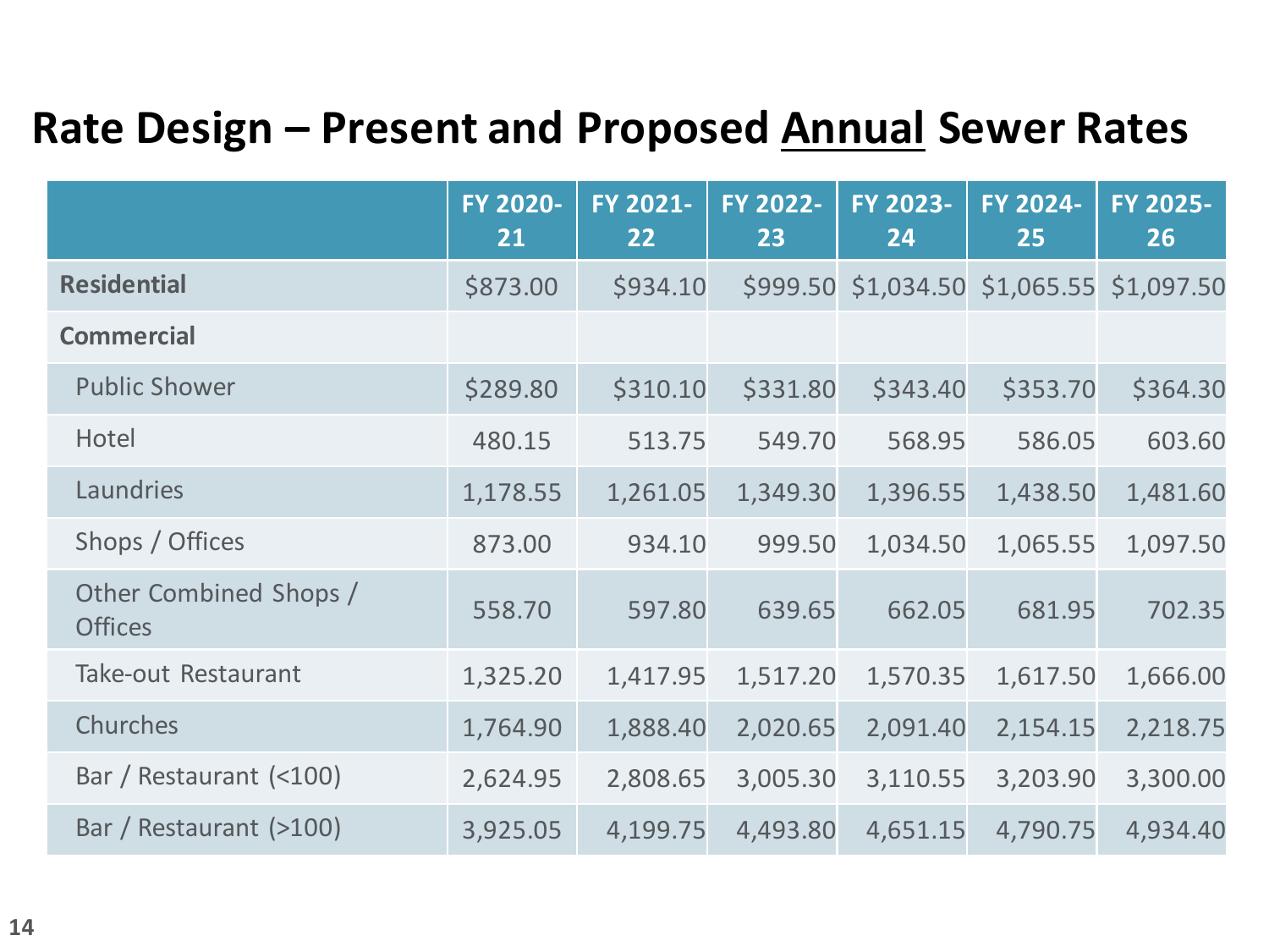# Rate Design – Present and Proposed <u>Annual</u> Sewer Rates

| | FY 2020-21 | FY 2021-22 | FY 2022-23 | FY 2023-24 | FY 2024-25 | FY 2025-26 |
|---|---|---|---|---|---|---|
| **Residential** | $873.00 | $934.10 | $999.50 | $1,034.50 | $1,065.55 | $1,097.50 |
| **Commercial** | | | | | | |
| Public Shower | $289.80 | $310.10 | $331.80 | $343.40 | $353.70 | $364.30 |
| Hotel | 480.15 | 513.75 | 549.70 | 568.95 | 586.05 | 603.60 |
| Laundries | 1,178.55 | 1,261.05 | 1,349.30 | 1,396.55 | 1,438.50 | 1,481.60 |
| Shops / Offices | 873.00 | 934.10 | 999.50 | 1,034.50 | 1,065.55 | 1,097.50 |
| Other Combined Shops / Offices | 558.70 | 597.80 | 639.65 | 662.05 | 681.95 | 702.35 |
| Take-out Restaurant | 1,325.20 | 1,417.95 | 1,517.20 | 1,570.35 | 1,617.50 | 1,666.00 |
| Churches | 1,764.90 | 1,888.40 | 2,020.65 | 2,091.40 | 2,154.15 | 2,218.75 |
| Bar / Restaurant (<100) | 2,624.95 | 2,808.65 | 3,005.30 | 3,110.55 | 3,203.90 | 3,300.00 |
| Bar / Restaurant (>100) | 3,925.05 | 4,199.75 | 4,493.80 | 4,651.15 | 4,790.75 | 4,934.40 |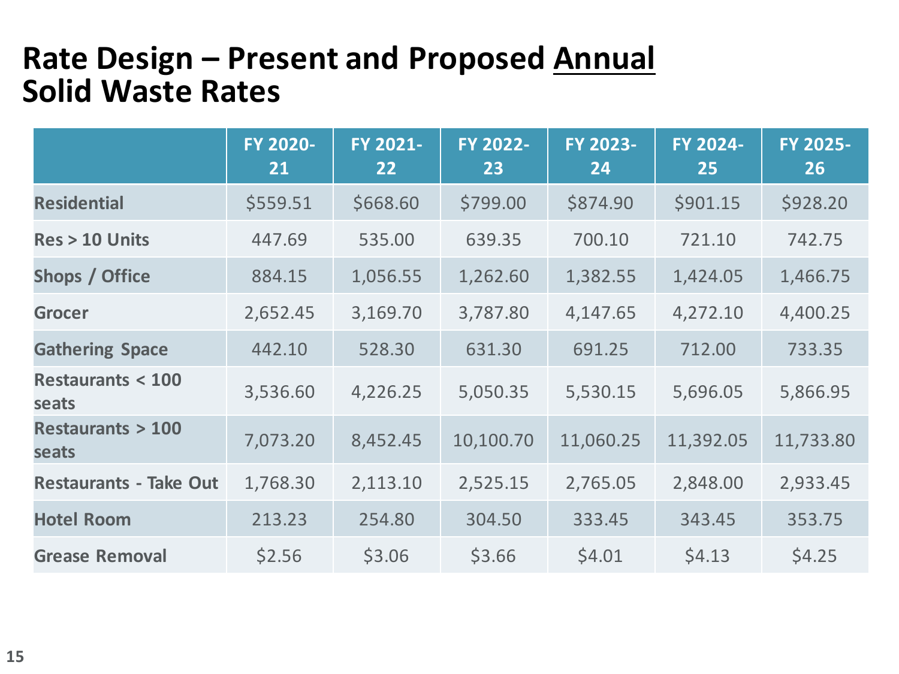# Rate Design – Present and Proposed Annual Solid Waste Rates

| | FY 2020-21 | FY 2021-22 | FY 2022-23 | FY 2023-24 | FY 2024-25 | FY 2025-26 |
|---|---|---|---|---|---|---|
| **Residential** | $559.51 | $668.60 | $799.00 | $874.90 | $901.15 | $928.20 |
| **Res > 10 Units** | 447.69 | 535.00 | 639.35 | 700.10 | 721.10 | 742.75 |
| **Shops / Office** | 884.15 | 1,056.55 | 1,262.60 | 1,382.55 | 1,424.05 | 1,466.75 |
| **Grocer** | 2,652.45 | 3,169.70 | 3,787.80 | 4,147.65 | 4,272.10 | 4,400.25 |
| **Gathering Space** | 442.10 | 528.30 | 631.30 | 691.25 | 712.00 | 733.35 |
| **Restaurants < 100 seats** | 3,536.60 | 4,226.25 | 5,050.35 | 5,530.15 | 5,696.05 | 5,866.95 |
| **Restaurants > 100 seats** | 7,073.20 | 8,452.45 | 10,100.70 | 11,060.25 | 11,392.05 | 11,733.80 |
| **Restaurants - Take Out** | 1,768.30 | 2,113.10 | 2,525.15 | 2,765.05 | 2,848.00 | 2,933.45 |
| **Hotel Room** | 213.23 | 254.80 | 304.50 | 333.45 | 343.45 | 353.75 |
| **Grease Removal** | $2.56 | $3.06 | $3.66 | $4.01 | $4.13 | $4.25 |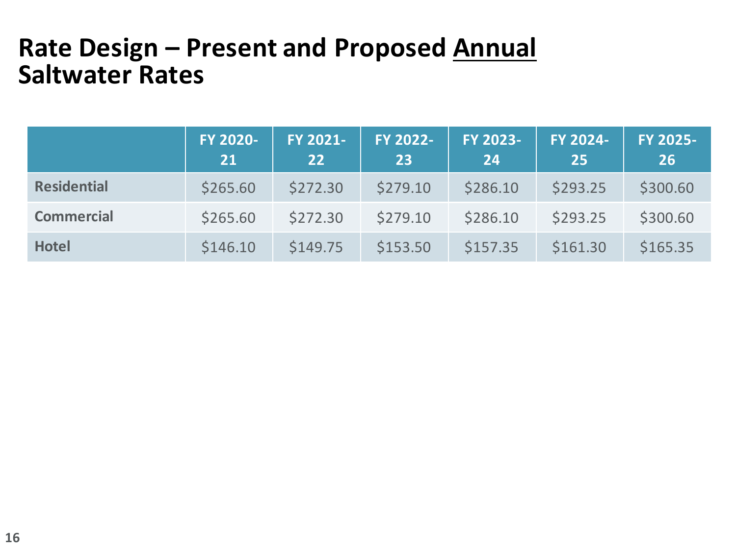# Rate Design – Present and Proposed Annual Saltwater Rates

| | FY 2020-21 | FY 2021-22 | FY 2022-23 | FY 2023-24 | FY 2024-25 | FY 2025-26 |
|---|---|---|---|---|---|---|
| **Residential** | $265.60 | $272.30 | $279.10 | $286.10 | $293.25 | $300.60 |
| **Commercial** | $265.60 | $272.30 | $279.10 | $286.10 | $293.25 | $300.60 |
| **Hotel** | $146.10 | $149.75 | $153.50 | $157.35 | $161.30 | $165.35 |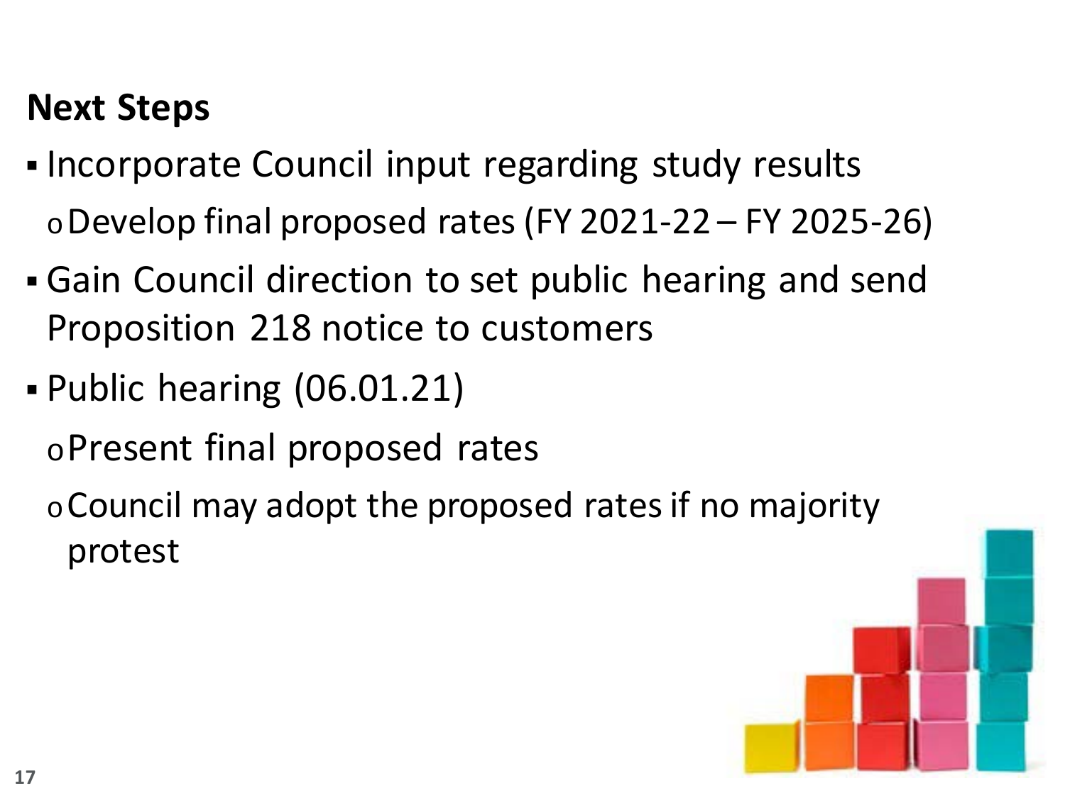## Next Steps

- Incorporate Council input regarding study results
  - Develop final proposed rates (FY 2021-22 – FY 2025-26)
- Gain Council direction to set public hearing and send Proposition 218 notice to customers
- Public hearing (06.01.21)
  - Present final proposed rates
  - Council may adopt the proposed rates if no majority protest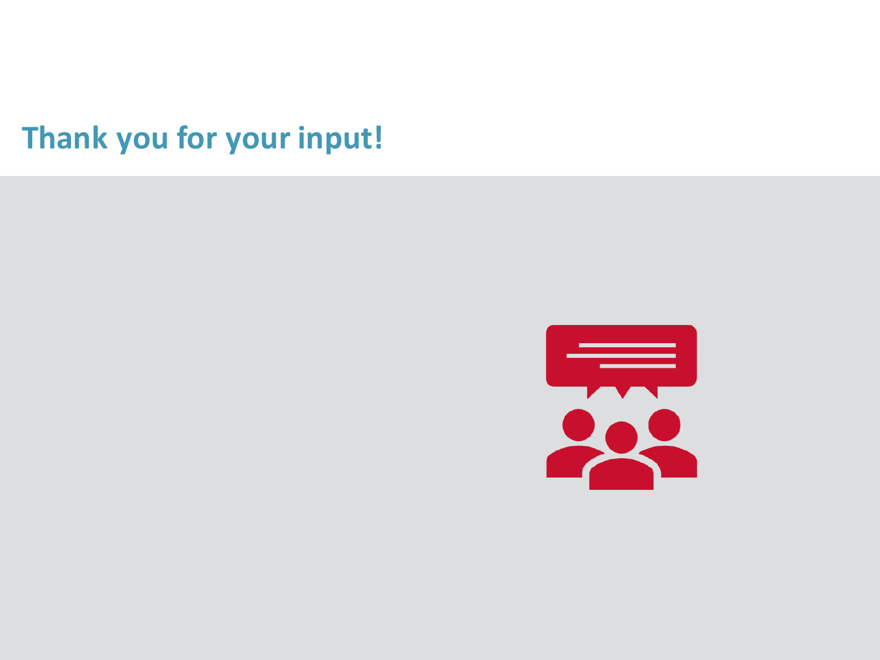# Thank you for your input!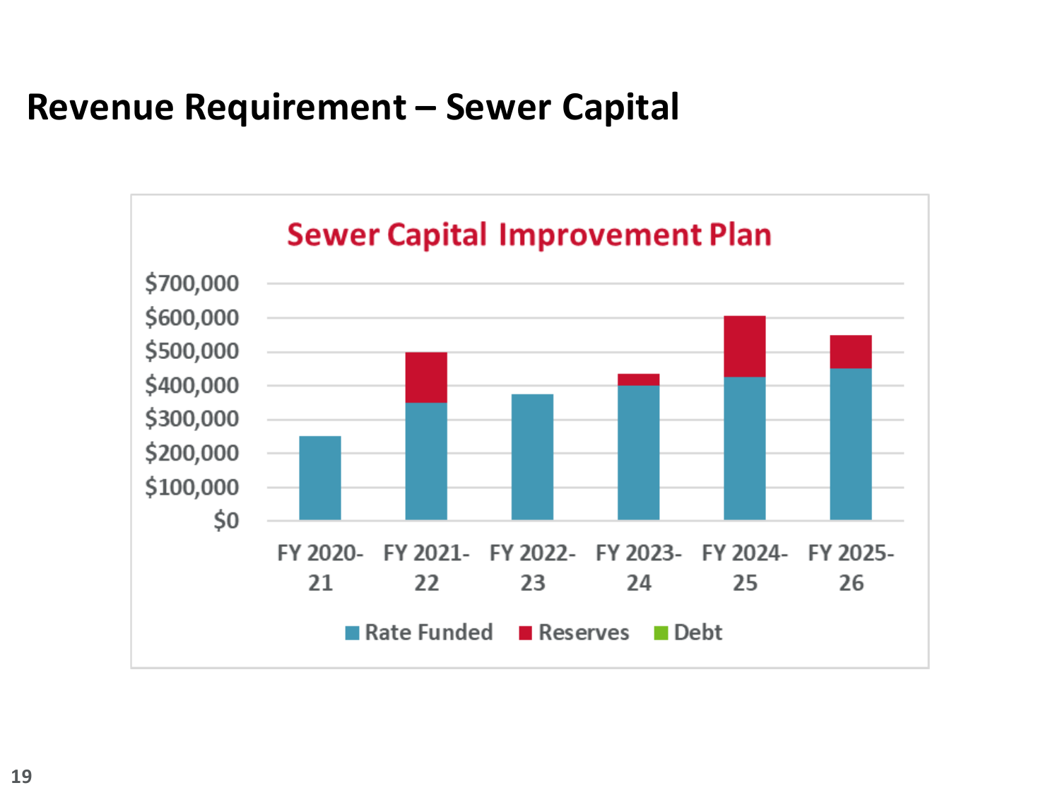# Revenue Requirement – Sewer Capital

**Sewer Capital Improvement Plan**

$700,000
$600,000
$500,000
$400,000
$300,000
$200,000
$100,000
$0

FY 2020-21 | FY 2021-22 | FY 2022-23 | FY 2023-24 | FY 2024-25 | FY 2025-26

Rate Funded | Reserves | Debt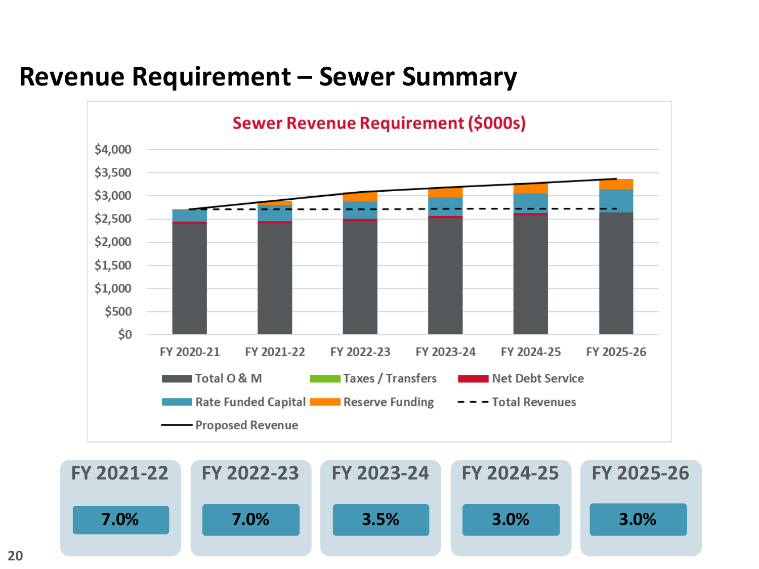# Revenue Requirement – Sewer Summary

**Sewer Revenue Requirement ($000s)**

$4,000
$3,500
$3,000
$2,500
$2,000
$1,500
$1,000
$500
$0

FY 2020-21 | FY 2021-22 | FY 2022-23 | FY 2023-24 | FY 2024-25 | FY 2025-26

Total O & M | Taxes / Transfers | Net Debt Service | Rate Funded Capital | Reserve Funding | Total Revenues | Proposed Revenue

| FY 2021-22 | FY 2022-23 | FY 2023-24 | FY 2024-25 | FY 2025-26 |
|---|---|---|---|---|
| 7.0% | 7.0% | 3.5% | 3.0% | 3.0% |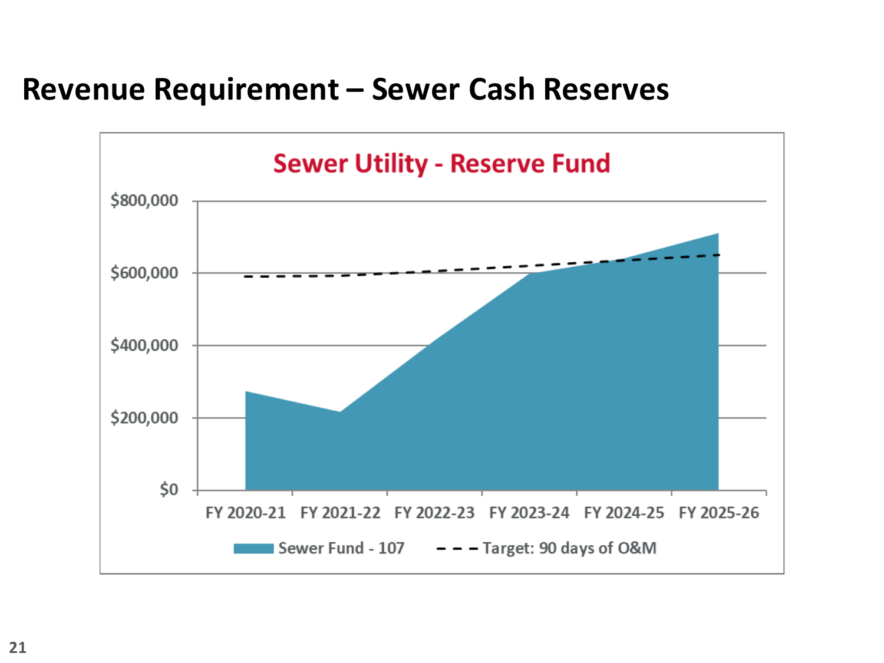# Revenue Requirement – Sewer Cash Reserves

**Sewer Utility - Reserve Fund**

$800,000
$600,000
$400,000
$200,000
$0

FY 2020-21 FY 2021-22 FY 2022-23 FY 2023-24 FY 2024-25 FY 2025-26

Sewer Fund - 107 — Target: 90 days of O&M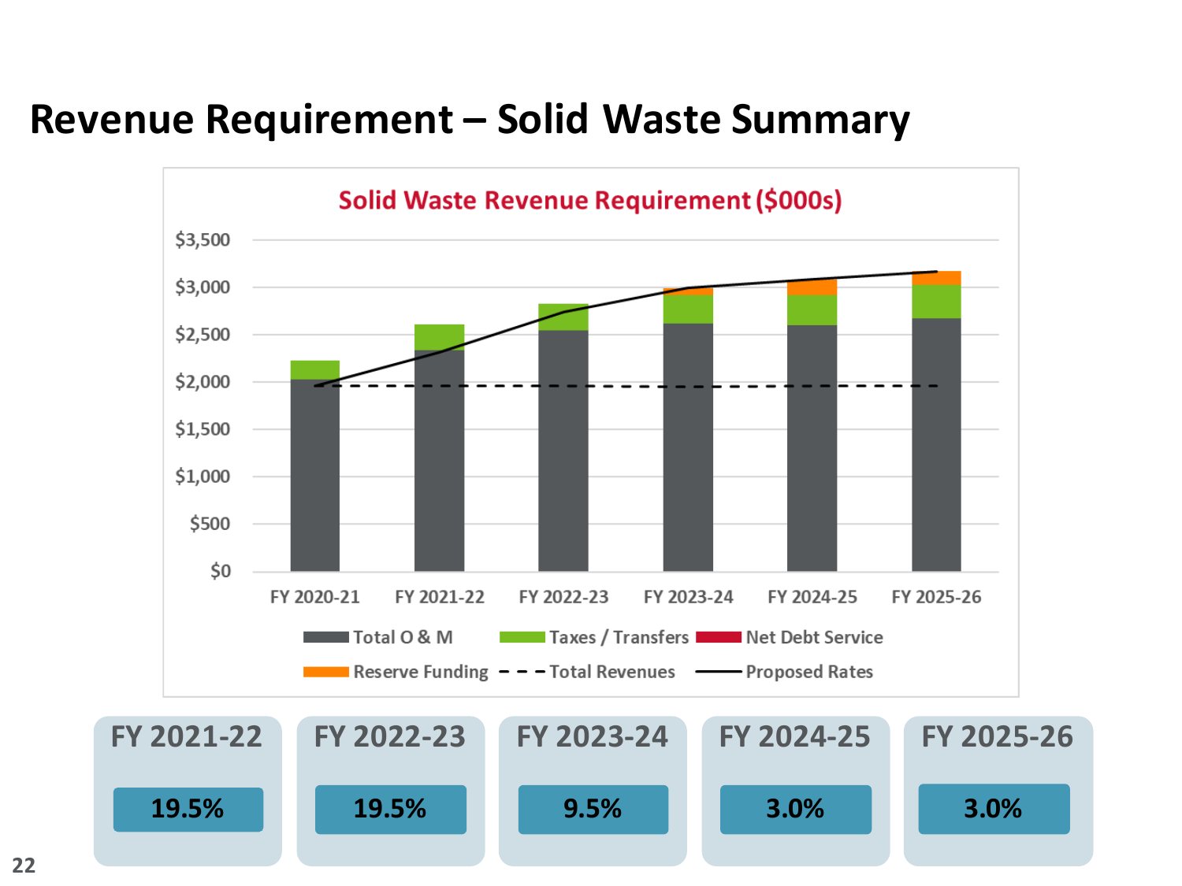# Revenue Requirement – Solid Waste Summary

**Solid Waste Revenue Requirement ($000s)**

$3,500
$3,000
$2,500
$2,000
$1,500
$1,000
$500
$0

FY 2020-21 FY 2021-22 FY 2022-23 FY 2023-24 FY 2024-25 FY 2025-26

Total O & M | Taxes / Transfers | Net Debt Service | Reserve Funding | Total Revenues | Proposed Rates

| FY 2021-22 | FY 2022-23 | FY 2023-24 | FY 2024-25 | FY 2025-26 |
|---|---|---|---|---|
| 19.5% | 19.5% | 9.5% | 3.0% | 3.0% |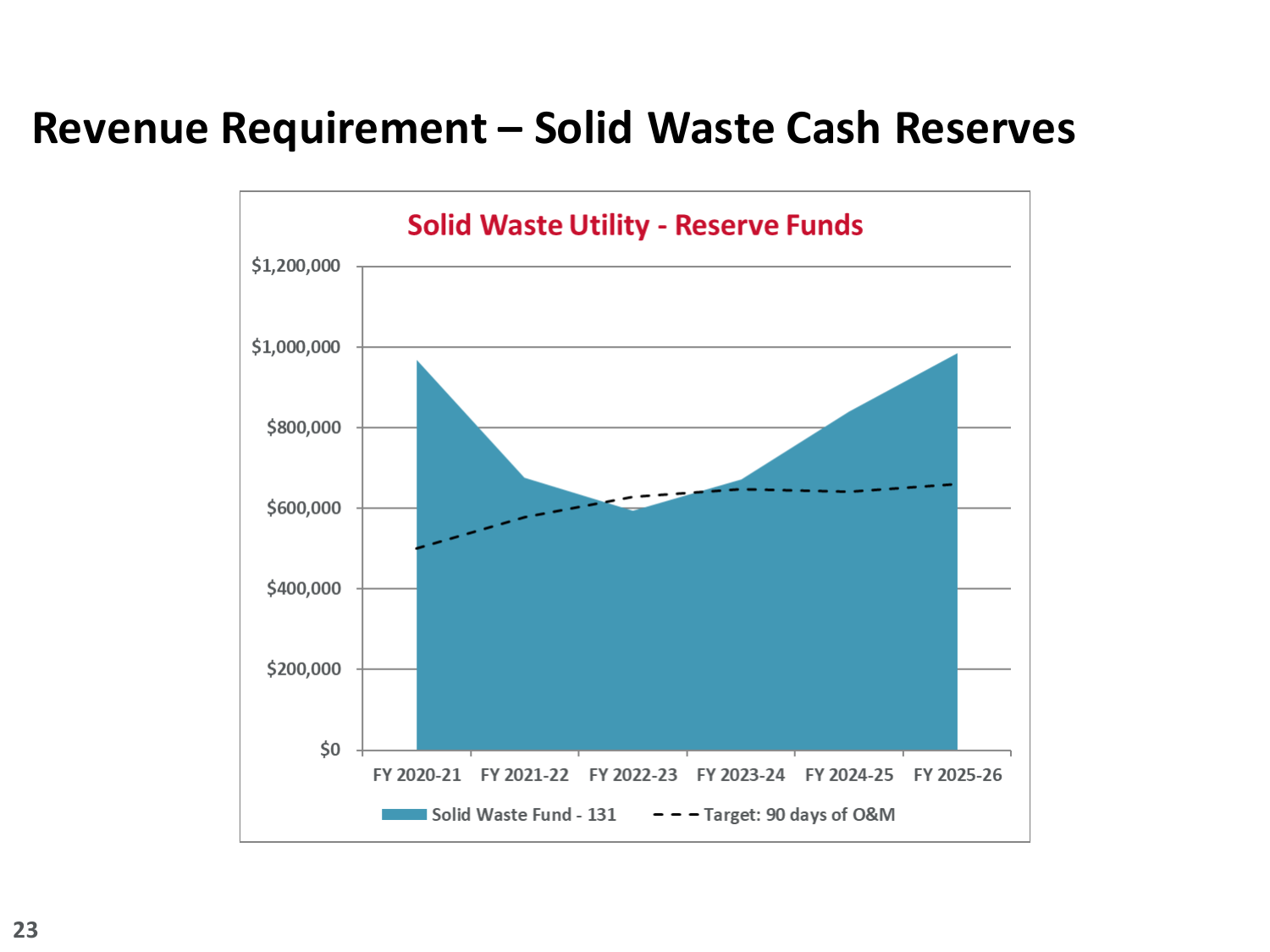# Revenue Requirement – Solid Waste Cash Reserves

**Solid Waste Utility - Reserve Funds**

$1,200,000
$1,000,000
$800,000
$600,000
$400,000
$200,000
$0

FY 2020-21 FY 2021-22 FY 2022-23 FY 2023-24 FY 2024-25 FY 2025-26

Solid Waste Fund - 131 Target: 90 days of O&M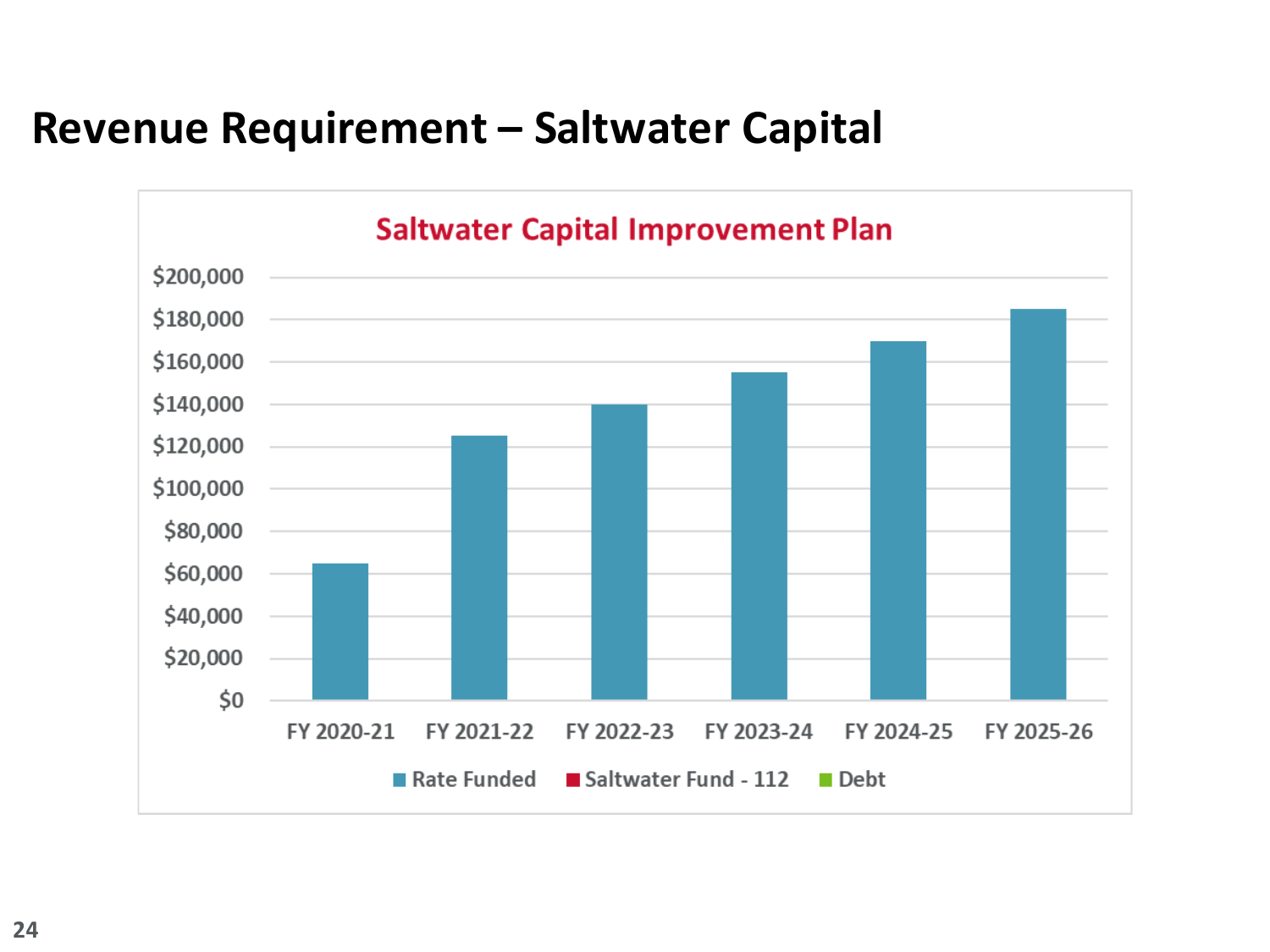# Revenue Requirement – Saltwater Capital

**Saltwater Capital Improvement Plan**

| Fiscal Year | Rate Funded | Saltwater Fund - 112 | Debt |
|---|---|---|---|
| FY 2020-21 | $65,000 | | |
| FY 2021-22 | $125,000 | | |
| FY 2022-23 | $140,000 | | |
| FY 2023-24 | $155,000 | | |
| FY 2024-25 | $170,000 | | |
| FY 2025-26 | $185,000 | | |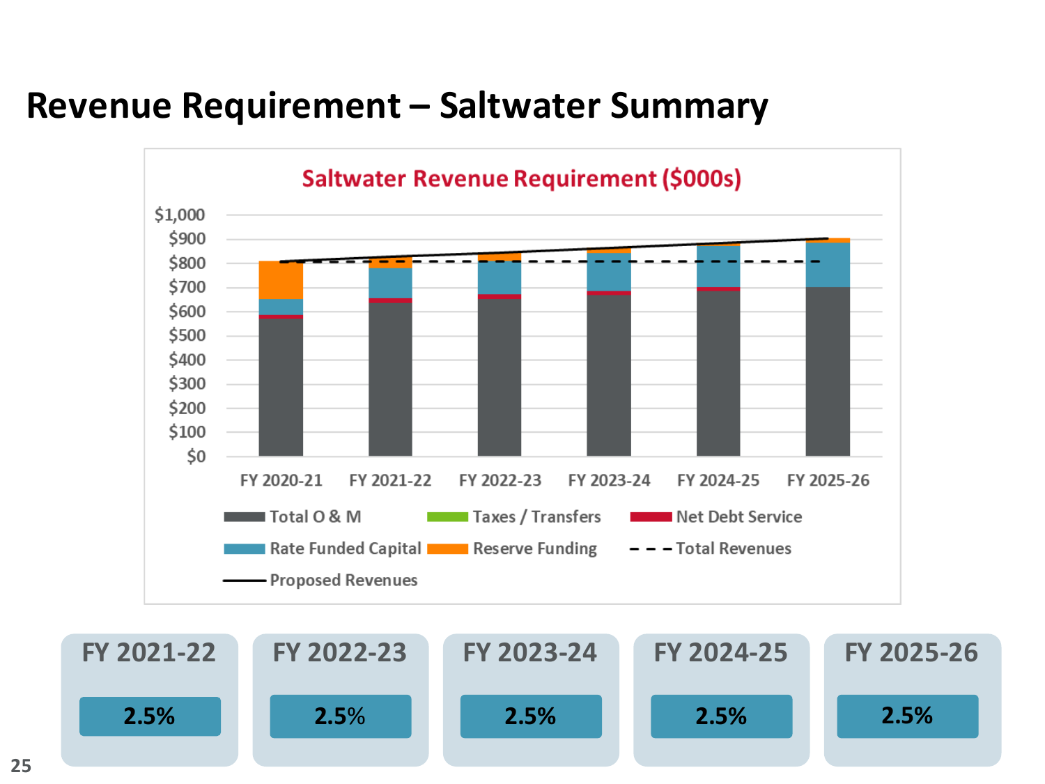# Revenue Requirement – Saltwater Summary

**Saltwater Revenue Requirement ($000s)**

$1,000
$900
$800
$700
$600
$500
$400
$300
$200
$100
$0

FY 2020-21 | FY 2021-22 | FY 2022-23 | FY 2023-24 | FY 2024-25 | FY 2025-26

Total O & M | Taxes / Transfers | Net Debt Service | Rate Funded Capital | Reserve Funding | Total Revenues | Proposed Revenues

| FY 2021-22 | FY 2022-23 | FY 2023-24 | FY 2024-25 | FY 2025-26 |
|---|---|---|---|---|
| 2.5% | 2.5% | 2.5% | 2.5% | 2.5% |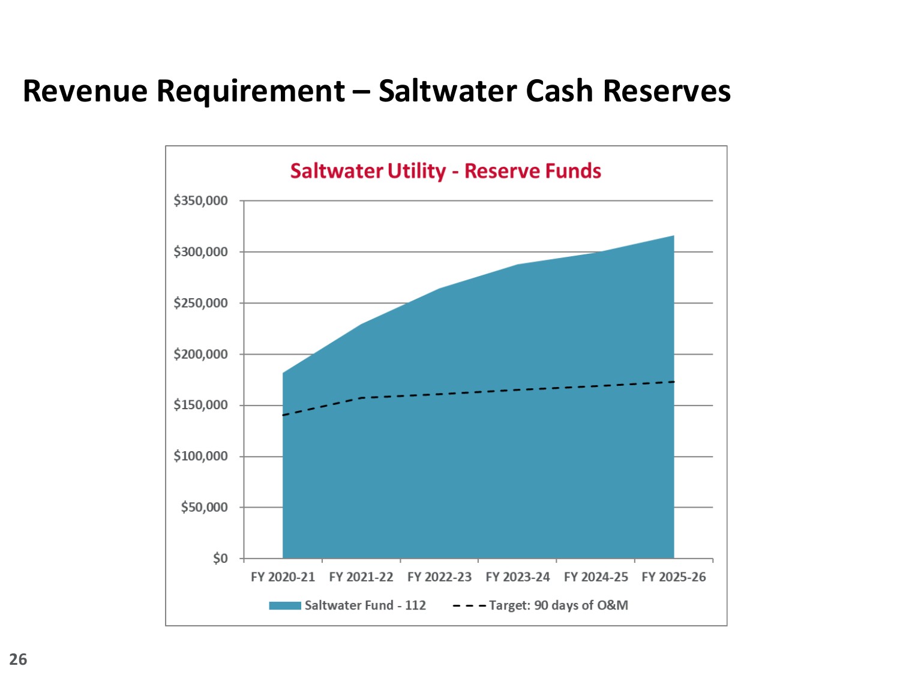# Revenue Requirement – Saltwater Cash Reserves

**Saltwater Utility - Reserve Funds**

$350,000
$300,000
$250,000
$200,000
$150,000
$100,000
$50,000
$0

FY 2020-21 | FY 2021-22 | FY 2022-23 | FY 2023-24 | FY 2024-25 | FY 2025-26

Saltwater Fund - 112 | Target: 90 days of O&M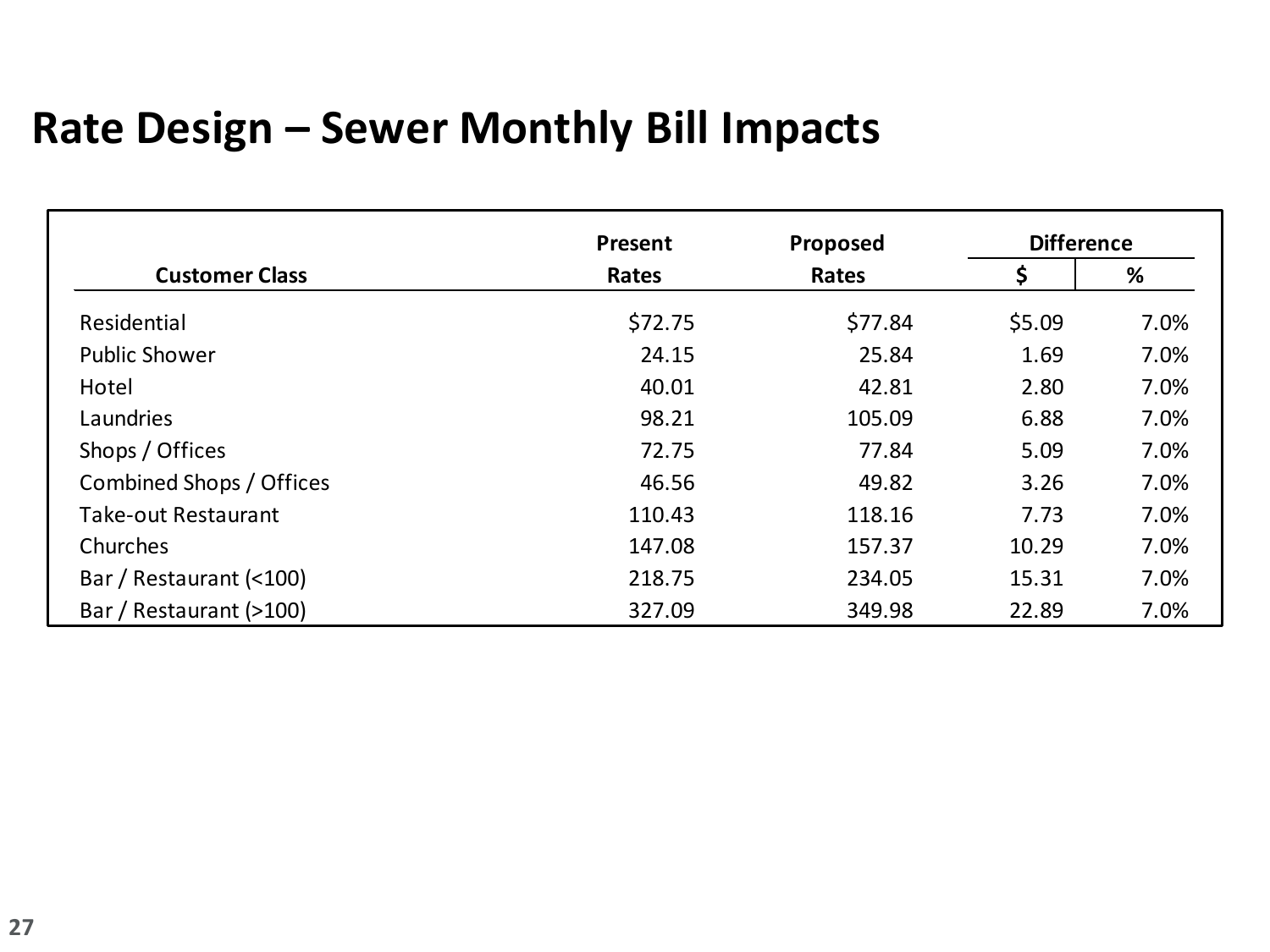# Rate Design – Sewer Monthly Bill Impacts

| Customer Class | Present Rates | Proposed Rates | Difference | |
|---|---|---|---|---|
| | | | $ | % |
| Residential | $72.75 | $77.84 | $5.09 | 7.0% |
| Public Shower | 24.15 | 25.84 | 1.69 | 7.0% |
| Hotel | 40.01 | 42.81 | 2.80 | 7.0% |
| Laundries | 98.21 | 105.09 | 6.88 | 7.0% |
| Shops / Offices | 72.75 | 77.84 | 5.09 | 7.0% |
| Combined Shops / Offices | 46.56 | 49.82 | 3.26 | 7.0% |
| Take-out Restaurant | 110.43 | 118.16 | 7.73 | 7.0% |
| Churches | 147.08 | 157.37 | 10.29 | 7.0% |
| Bar / Restaurant (<100) | 218.75 | 234.05 | 15.31 | 7.0% |
| Bar / Restaurant (>100) | 327.09 | 349.98 | 22.89 | 7.0% |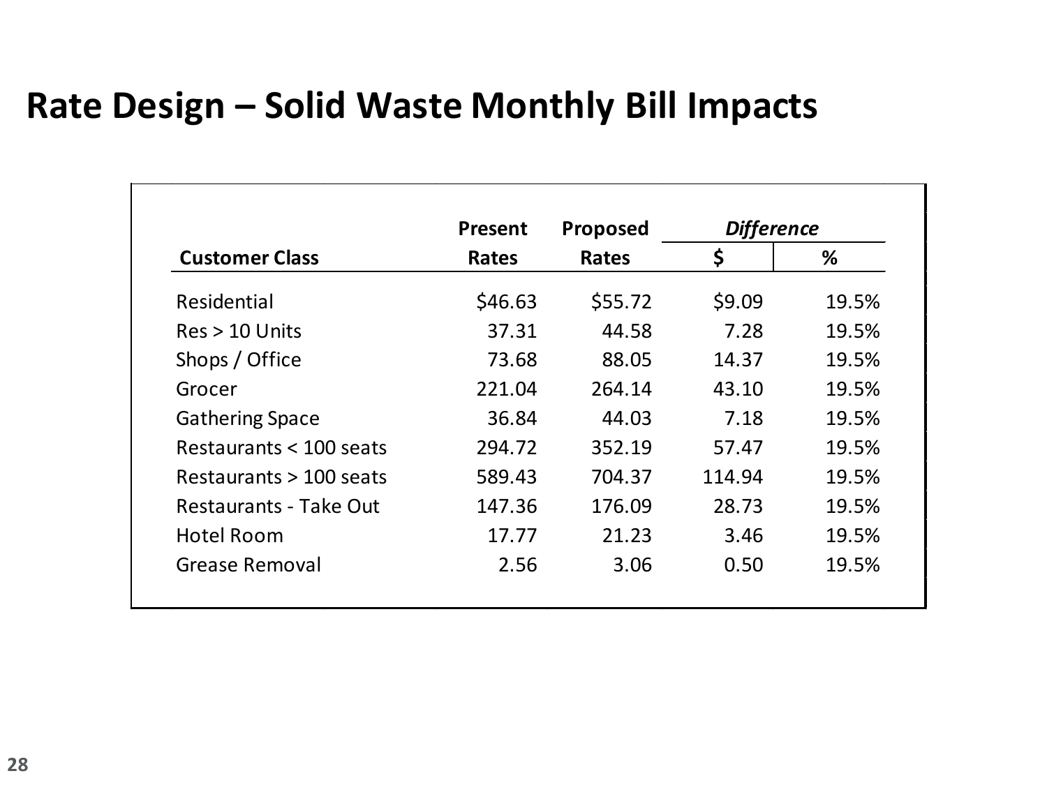# Rate Design – Solid Waste Monthly Bill Impacts

| Customer Class | Present Rates | Proposed Rates | *Difference* | |
|---|---|---|---|---|
| | | | $ | % |
| Residential | $46.63 | $55.72 | $9.09 | 19.5% |
| Res > 10 Units | 37.31 | 44.58 | 7.28 | 19.5% |
| Shops / Office | 73.68 | 88.05 | 14.37 | 19.5% |
| Grocer | 221.04 | 264.14 | 43.10 | 19.5% |
| Gathering Space | 36.84 | 44.03 | 7.18 | 19.5% |
| Restaurants < 100 seats | 294.72 | 352.19 | 57.47 | 19.5% |
| Restaurants > 100 seats | 589.43 | 704.37 | 114.94 | 19.5% |
| Restaurants - Take Out | 147.36 | 176.09 | 28.73 | 19.5% |
| Hotel Room | 17.77 | 21.23 | 3.46 | 19.5% |
| Grease Removal | 2.56 | 3.06 | 0.50 | 19.5% |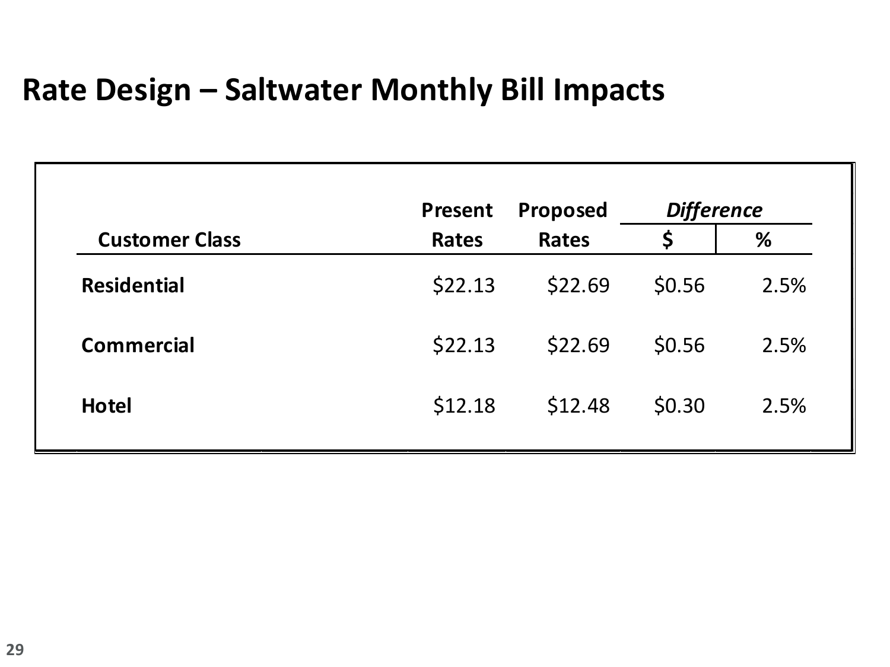# Rate Design – Saltwater Monthly Bill Impacts

| Customer Class | Present Rates | Proposed Rates | *Difference* $ | *Difference* % |
|---|---|---|---|---|
| **Residential** | $22.13 | $22.69 | $0.56 | 2.5% |
| **Commercial** | $22.13 | $22.69 | $0.56 | 2.5% |
| **Hotel** | $12.18 | $12.48 | $0.30 | 2.5% |